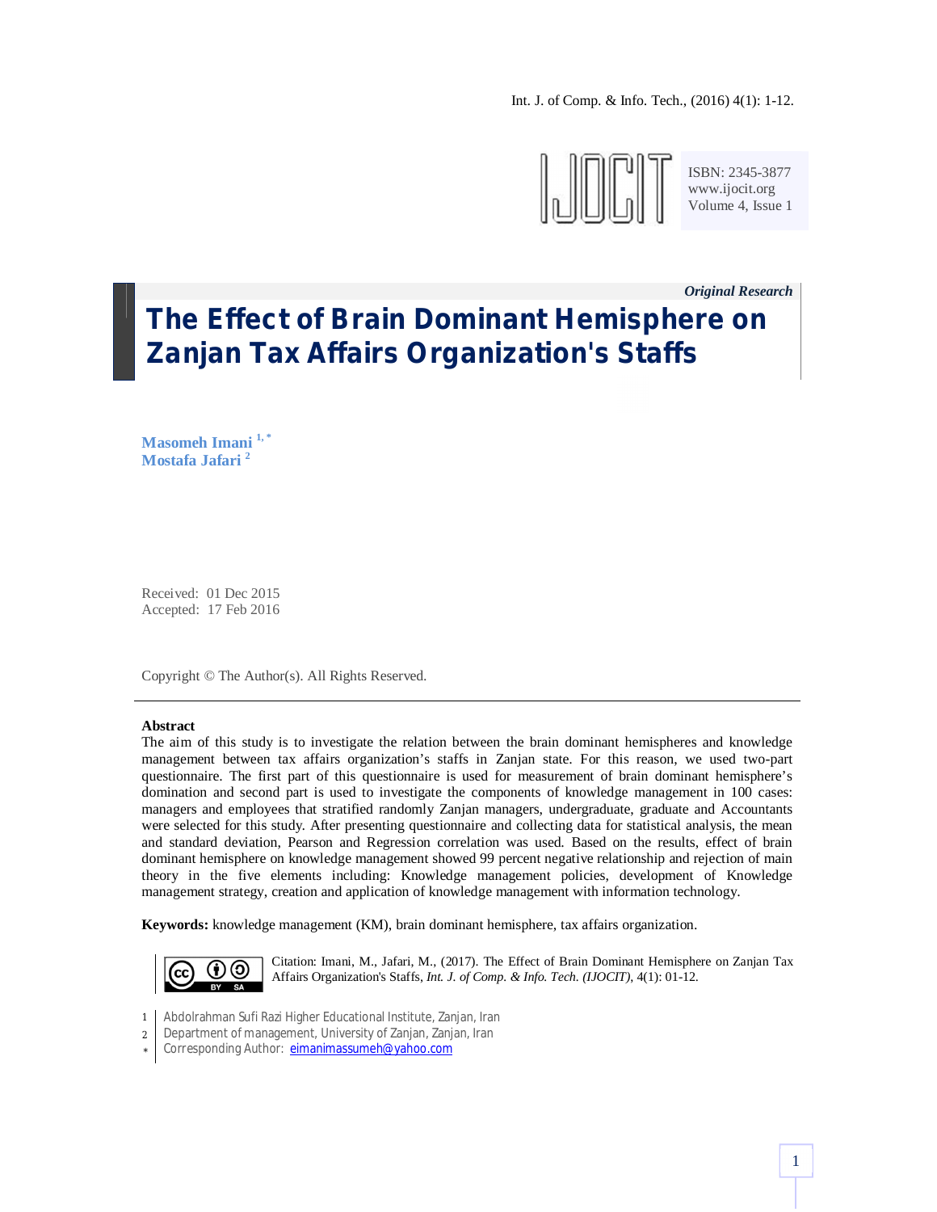*Original Research*

# The Effect of Brain Dominant Hemisphere on Zanjan Tax Affairs Organization's Staffs

**Masomeh Imani [1,*]**
**Mostafa Jafari [2]**

Received: 01 Dec 2015
Accepted: 17 Feb 2016

Copyright © The Author(s). All Rights Reserved.

**Abstract**

The aim of this study is to investigate the relation between the brain dominant hemispheres and knowledge management between tax affairs organization's staffs in Zanjan state. For this reason, we used two-part questionnaire. The first part of this questionnaire is used for measurement of brain dominant hemisphere's domination and second part is used to investigate the components of knowledge management in 100 cases: managers and employees that stratified randomly Zanjan managers, undergraduate, graduate and Accountants were selected for this study. After presenting questionnaire and collecting data for statistical analysis, the mean and standard deviation, Pearson and Regression correlation was used. Based on the results, effect of brain dominant hemisphere on knowledge management showed 99 percent negative relationship and rejection of main theory in the five elements including: Knowledge management policies, development of Knowledge management strategy, creation and application of knowledge management with information technology.

**Keywords:** knowledge management (KM), brain dominant hemisphere, tax affairs organization.

Citation: Imani, M., Jafari, M., (2017). The Effect of Brain Dominant Hemisphere on Zanjan Tax Affairs Organization's Staffs, *Int. J. of Comp. & Info. Tech. (IJOCIT)*, 4(1): 01-12.

[1] Abdolrahman Sufi Razi Higher Educational Institute, Zanjan, Iran
[2] Department of management, University of Zanjan, Zanjan, Iran
[*] Corresponding Author: eimanimassumeh@yahoo.com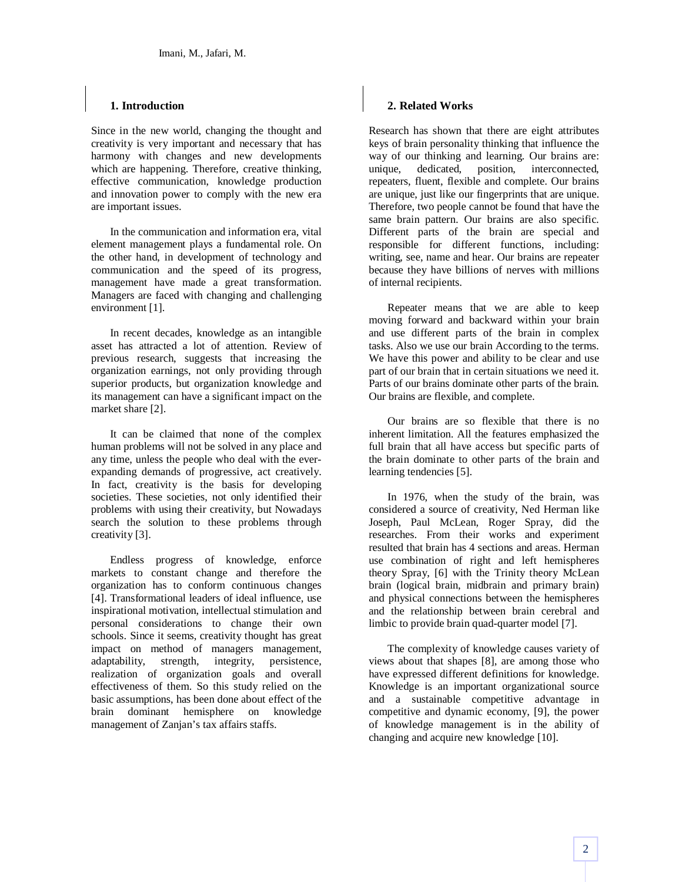## 1. Introduction

Since in the new world, changing the thought and creativity is very important and necessary that has harmony with changes and new developments which are happening. Therefore, creative thinking, effective communication, knowledge production and innovation power to comply with the new era are important issues.

In the communication and information era, vital element management plays a fundamental role. On the other hand, in development of technology and communication and the speed of its progress, management have made a great transformation. Managers are faced with changing and challenging environment [1].

In recent decades, knowledge as an intangible asset has attracted a lot of attention. Review of previous research, suggests that increasing the organization earnings, not only providing through superior products, but organization knowledge and its management can have a significant impact on the market share [2].

It can be claimed that none of the complex human problems will not be solved in any place and any time, unless the people who deal with the ever-expanding demands of progressive, act creatively. In fact, creativity is the basis for developing societies. These societies, not only identified their problems with using their creativity, but Nowadays search the solution to these problems through creativity [3].

Endless progress of knowledge, enforce markets to constant change and therefore the organization has to conform continuous changes [4]. Transformational leaders of ideal influence, use inspirational motivation, intellectual stimulation and personal considerations to change their own schools. Since it seems, creativity thought has great impact on method of managers management, adaptability, strength, integrity, persistence, realization of organization goals and overall effectiveness of them. So this study relied on the basic assumptions, has been done about effect of the brain dominant hemisphere on knowledge management of Zanjan's tax affairs staffs.

## 2. Related Works

Research has shown that there are eight attributes keys of brain personality thinking that influence the way of our thinking and learning. Our brains are: unique, dedicated, position, interconnected, repeaters, fluent, flexible and complete. Our brains are unique, just like our fingerprints that are unique. Therefore, two people cannot be found that have the same brain pattern. Our brains are also specific. Different parts of the brain are special and responsible for different functions, including: writing, see, name and hear. Our brains are repeater because they have billions of nerves with millions of internal recipients.

Repeater means that we are able to keep moving forward and backward within your brain and use different parts of the brain in complex tasks. Also we use our brain According to the terms. We have this power and ability to be clear and use part of our brain that in certain situations we need it. Parts of our brains dominate other parts of the brain. Our brains are flexible, and complete.

Our brains are so flexible that there is no inherent limitation. All the features emphasized the full brain that all have access but specific parts of the brain dominate to other parts of the brain and learning tendencies [5].

In 1976, when the study of the brain, was considered a source of creativity, Ned Herman like Joseph, Paul McLean, Roger Spray, did the researches. From their works and experiment resulted that brain has 4 sections and areas. Herman use combination of right and left hemispheres theory Spray, [6] with the Trinity theory McLean brain (logical brain, midbrain and primary brain) and physical connections between the hemispheres and the relationship between brain cerebral and limbic to provide brain quad-quarter model [7].

The complexity of knowledge causes variety of views about that shapes [8], are among those who have expressed different definitions for knowledge. Knowledge is an important organizational source and a sustainable competitive advantage in competitive and dynamic economy, [9], the power of knowledge management is in the ability of changing and acquire new knowledge [10].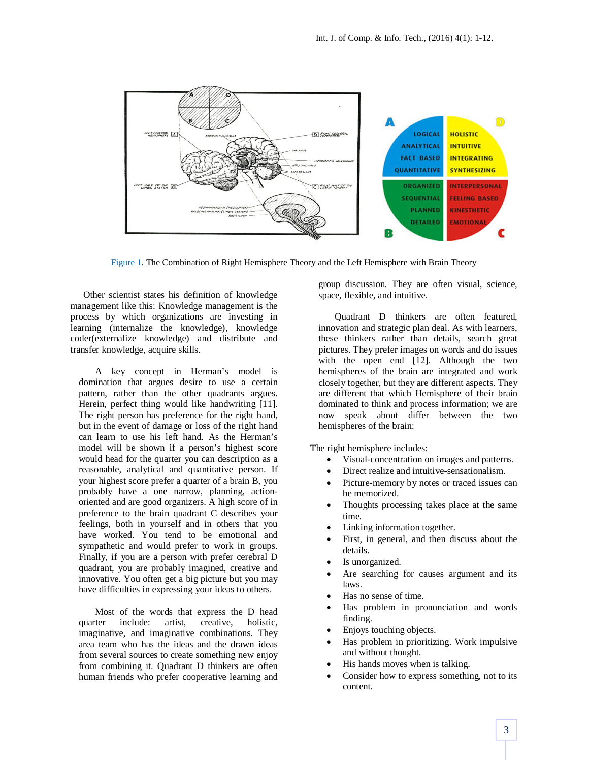Figure 1. The Combination of Right Hemisphere Theory and the Left Hemisphere with Brain Theory

Other scientist states his definition of knowledge management like this: Knowledge management is the process by which organizations are investing in learning (internalize the knowledge), knowledge coder(externalize knowledge) and distribute and transfer knowledge, acquire skills.

A key concept in Herman's model is domination that argues desire to use a certain pattern, rather than the other quadrants argues. Herein, perfect thing would like handwriting [11]. The right person has preference for the right hand, but in the event of damage or loss of the right hand can learn to use his left hand. As the Herman's model will be shown if a person's highest score would head for the quarter you can description as a reasonable, analytical and quantitative person. If your highest score prefer a quarter of a brain B, you probably have a one narrow, planning, action-oriented and are good organizers. A high score of in preference to the brain quadrant C describes your feelings, both in yourself and in others that you have worked. You tend to be emotional and sympathetic and would prefer to work in groups. Finally, if you are a person with prefer cerebral D quadrant, you are probably imagined, creative and innovative. You often get a big picture but you may have difficulties in expressing your ideas to others.

Most of the words that express the D head quarter include: artist, creative, holistic, imaginative, and imaginative combinations. They area team who has the ideas and the drawn ideas from several sources to create something new enjoy from combining it. Quadrant D thinkers are often human friends who prefer cooperative learning and group discussion. They are often visual, science, space, flexible, and intuitive.

Quadrant D thinkers are often featured, innovation and strategic plan deal. As with learners, these thinkers rather than details, search great pictures. They prefer images on words and do issues with the open end [12]. Although the two hemispheres of the brain are integrated and work closely together, but they are different aspects. They are different that which Hemisphere of their brain dominated to think and process information; we are now speak about differ between the two hemispheres of the brain:

The right hemisphere includes:

- Visual-concentration on images and patterns.
- Direct realize and intuitive-sensationalism.
- Picture-memory by notes or traced issues can be memorized.
- Thoughts processing takes place at the same time.
- Linking information together.
- First, in general, and then discuss about the details.
- Is unorganized.
- Are searching for causes argument and its laws.
- Has no sense of time.
- Has problem in pronunciation and words finding.
- Enjoys touching objects.
- Has problem in prioritizing. Work impulsive and without thought.
- His hands moves when is talking.
- Consider how to express something, not to its content.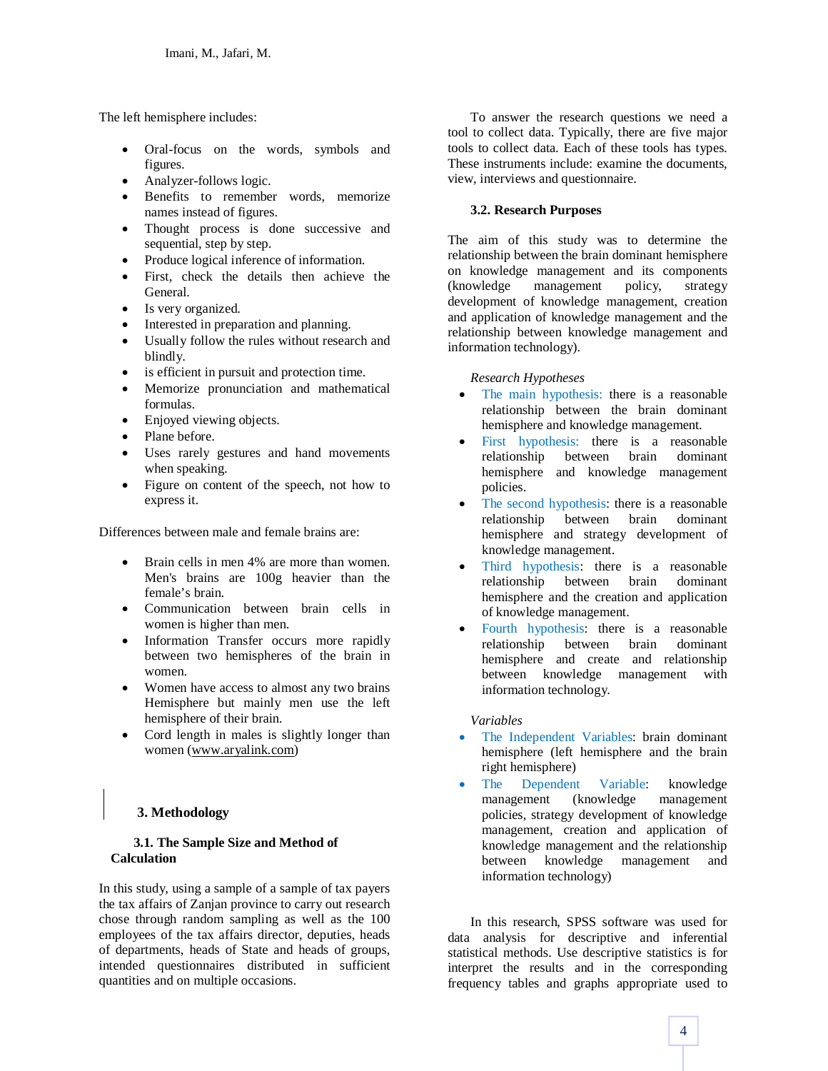The left hemisphere includes:

- Oral-focus on the words, symbols and figures.
- Analyzer-follows logic.
- Benefits to remember words, memorize names instead of figures.
- Thought process is done successive and sequential, step by step.
- Produce logical inference of information.
- First, check the details then achieve the General.
- Is very organized.
- Interested in preparation and planning.
- Usually follow the rules without research and blindly.
- is efficient in pursuit and protection time.
- Memorize pronunciation and mathematical formulas.
- Enjoyed viewing objects.
- Plane before.
- Uses rarely gestures and hand movements when speaking.
- Figure on content of the speech, not how to express it.

Differences between male and female brains are:

- Brain cells in men 4% are more than women. Men's brains are 100g heavier than the female's brain.
- Communication between brain cells in women is higher than men.
- Information Transfer occurs more rapidly between two hemispheres of the brain in women.
- Women have access to almost any two brains Hemisphere but mainly men use the left hemisphere of their brain.
- Cord length in males is slightly longer than women (www.aryalink.com)

## 3. Methodology

### 3.1. The Sample Size and Method of Calculation

In this study, using a sample of a sample of tax payers the tax affairs of Zanjan province to carry out research chose through random sampling as well as the 100 employees of the tax affairs director, deputies, heads of departments, heads of State and heads of groups, intended questionnaires distributed in sufficient quantities and on multiple occasions.

To answer the research questions we need a tool to collect data. Typically, there are five major tools to collect data. Each of these tools has types. These instruments include: examine the documents, view, interviews and questionnaire.

### 3.2. Research Purposes

The aim of this study was to determine the relationship between the brain dominant hemisphere on knowledge management and its components (knowledge management policy, strategy development of knowledge management, creation and application of knowledge management and the relationship between knowledge management and information technology).

*Research Hypotheses*

- The main hypothesis: there is a reasonable relationship between the brain dominant hemisphere and knowledge management.
- First hypothesis: there is a reasonable relationship between brain dominant hemisphere and knowledge management policies.
- The second hypothesis: there is a reasonable relationship between brain dominant hemisphere and strategy development of knowledge management.
- Third hypothesis: there is a reasonable relationship between brain dominant hemisphere and the creation and application of knowledge management.
- Fourth hypothesis: there is a reasonable relationship between brain dominant hemisphere and create and relationship between knowledge management with information technology.

*Variables*

- The Independent Variables: brain dominant hemisphere (left hemisphere and the brain right hemisphere)
- The Dependent Variable: knowledge management (knowledge management policies, strategy development of knowledge management, creation and application of knowledge management and the relationship between knowledge management and information technology)

In this research, SPSS software was used for data analysis for descriptive and inferential statistical methods. Use descriptive statistics is for interpret the results and in the corresponding frequency tables and graphs appropriate used to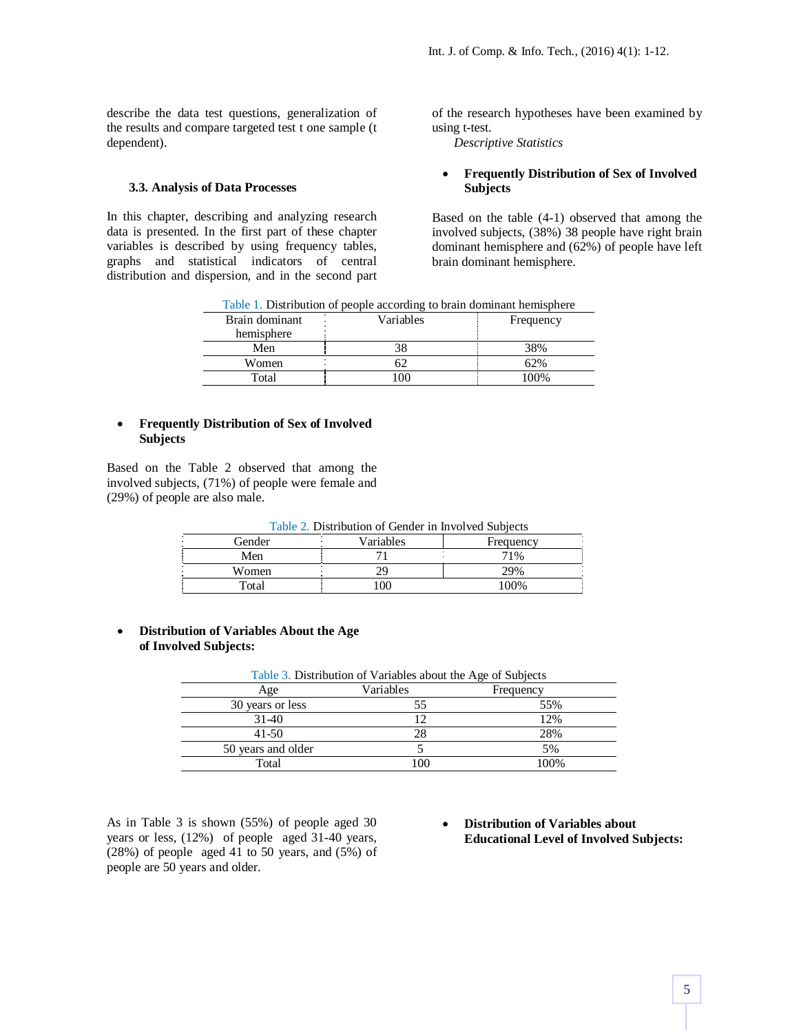describe the data test questions, generalization of the results and compare targeted test t one sample (t dependent).

### 3.3. Analysis of Data Processes

In this chapter, describing and analyzing research data is presented. In the first part of these chapter variables is described by using frequency tables, graphs and statistical indicators of central distribution and dispersion, and in the second part of the research hypotheses have been examined by using t-test.

*Descriptive Statistics*

- **Frequently Distribution of Sex of Involved Subjects**

Based on the table (4-1) observed that among the involved subjects, (38%) 38 people have right brain dominant hemisphere and (62%) of people have left brain dominant hemisphere.

Table 1. Distribution of people according to brain dominant hemisphere

| Brain dominant hemisphere | Variables | Frequency |
|---|---|---|
| Men | 38 | 38% |
| Women | 62 | 62% |
| Total | 100 | 100% |

- **Frequently Distribution of Sex of Involved Subjects**

Based on the Table 2 observed that among the involved subjects, (71%) of people were female and (29%) of people are also male.

Table 2. Distribution of Gender in Involved Subjects

| Gender | Variables | Frequency |
|---|---|---|
| Men | 71 | 71% |
| Women | 29 | 29% |
| Total | 100 | 100% |

- **Distribution of Variables About the Age of Involved Subjects:**

Table 3. Distribution of Variables about the Age of Subjects

| Age | Variables | Frequency |
|---|---|---|
| 30 years or less | 55 | 55% |
| 31-40 | 12 | 12% |
| 41-50 | 28 | 28% |
| 50 years and older | 5 | 5% |
| Total | 100 | 100% |

As in Table 3 is shown (55%) of people aged 30 years or less, (12%) of people aged 31-40 years, (28%) of people aged 41 to 50 years, and (5%) of people are 50 years and older.

- **Distribution of Variables about Educational Level of Involved Subjects:**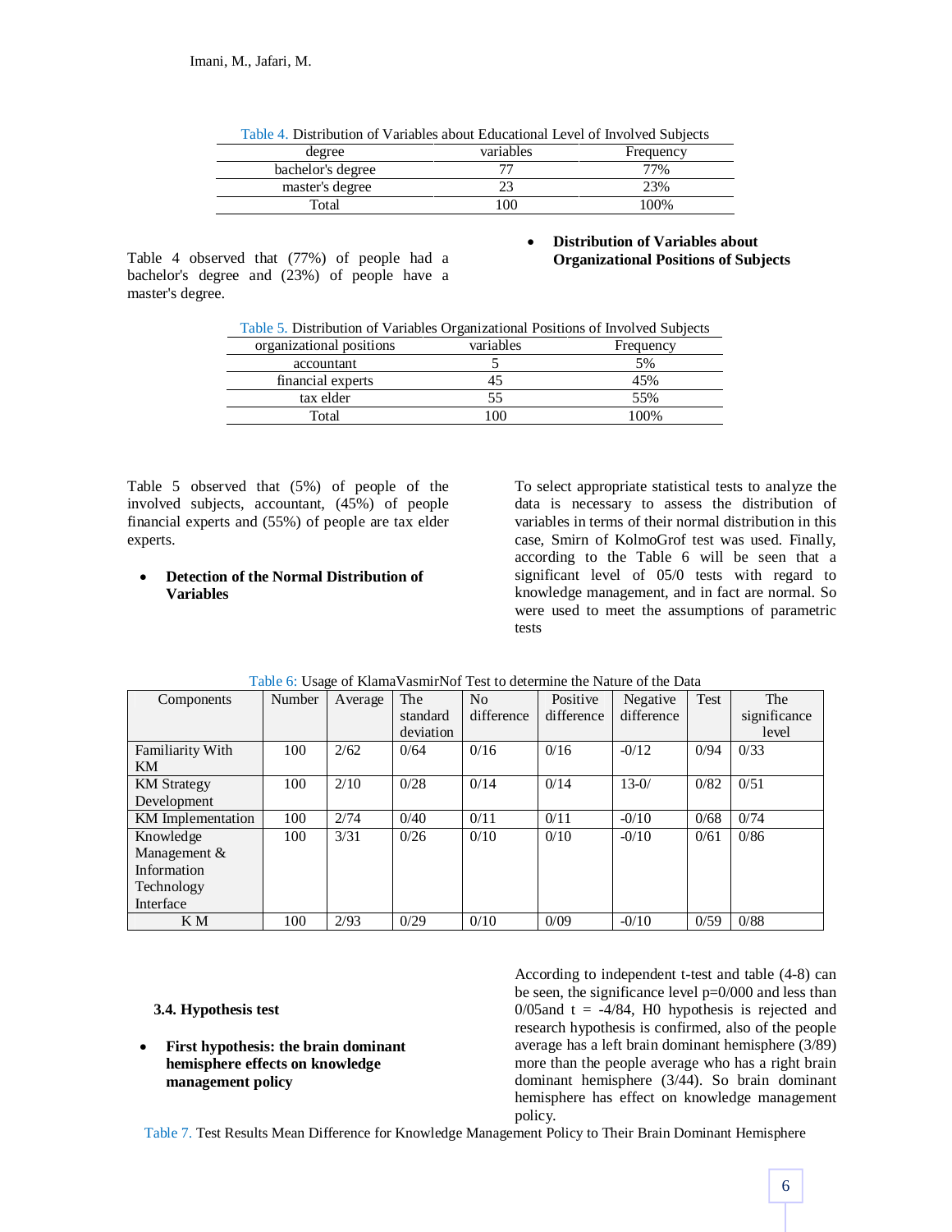Table 4. Distribution of Variables about Educational Level of Involved Subjects

| degree | variables | Frequency |
|---|---|---|
| bachelor's degree | 77 | 77% |
| master's degree | 23 | 23% |
| Total | 100 | 100% |

Table 4 observed that (77%) of people had a bachelor's degree and (23%) of people have a master's degree.

- **Distribution of Variables about Organizational Positions of Subjects**

Table 5. Distribution of Variables Organizational Positions of Involved Subjects

| organizational positions | variables | Frequency |
|---|---|---|
| accountant | 5 | 5% |
| financial experts | 45 | 45% |
| tax elder | 55 | 55% |
| Total | 100 | 100% |

Table 5 observed that (5%) of people of the involved subjects, accountant, (45%) of people financial experts and (55%) of people are tax elder experts.

- **Detection of the Normal Distribution of Variables**

To select appropriate statistical tests to analyze the data is necessary to assess the distribution of variables in terms of their normal distribution in this case, Smirn of KolmoGrof test was used. Finally, according to the Table 6 will be seen that a significant level of 05/0 tests with regard to knowledge management, and in fact are normal. So were used to meet the assumptions of parametric tests

Table 6: Usage of KlamaVasmirNof Test to determine the Nature of the Data

| Components | Number | Average | The standard deviation | No difference | Positive difference | Negative difference | Test | The significance level |
|---|---|---|---|---|---|---|---|---|
| Familiarity With KM | 100 | 2/62 | 0/64 | 0/16 | 0/16 | -0/12 | 0/94 | 0/33 |
| KM Strategy Development | 100 | 2/10 | 0/28 | 0/14 | 0/14 | 13-0/ | 0/82 | 0/51 |
| KM Implementation | 100 | 2/74 | 0/40 | 0/11 | 0/11 | -0/10 | 0/68 | 0/74 |
| Knowledge Management & Information Technology Interface | 100 | 3/31 | 0/26 | 0/10 | 0/10 | -0/10 | 0/61 | 0/86 |
| K M | 100 | 2/93 | 0/29 | 0/10 | 0/09 | -0/10 | 0/59 | 0/88 |

### 3.4. Hypothesis test

- **First hypothesis: the brain dominant hemisphere effects on knowledge management policy**

According to independent t-test and table (4-8) can be seen, the significance level p=0/000 and less than 0/05and t = -4/84, H0 hypothesis is rejected and research hypothesis is confirmed, also of the people average has a left brain dominant hemisphere (3/89) more than the people average who has a right brain dominant hemisphere (3/44). So brain dominant hemisphere has effect on knowledge management policy.

Table 7. Test Results Mean Difference for Knowledge Management Policy to Their Brain Dominant Hemisphere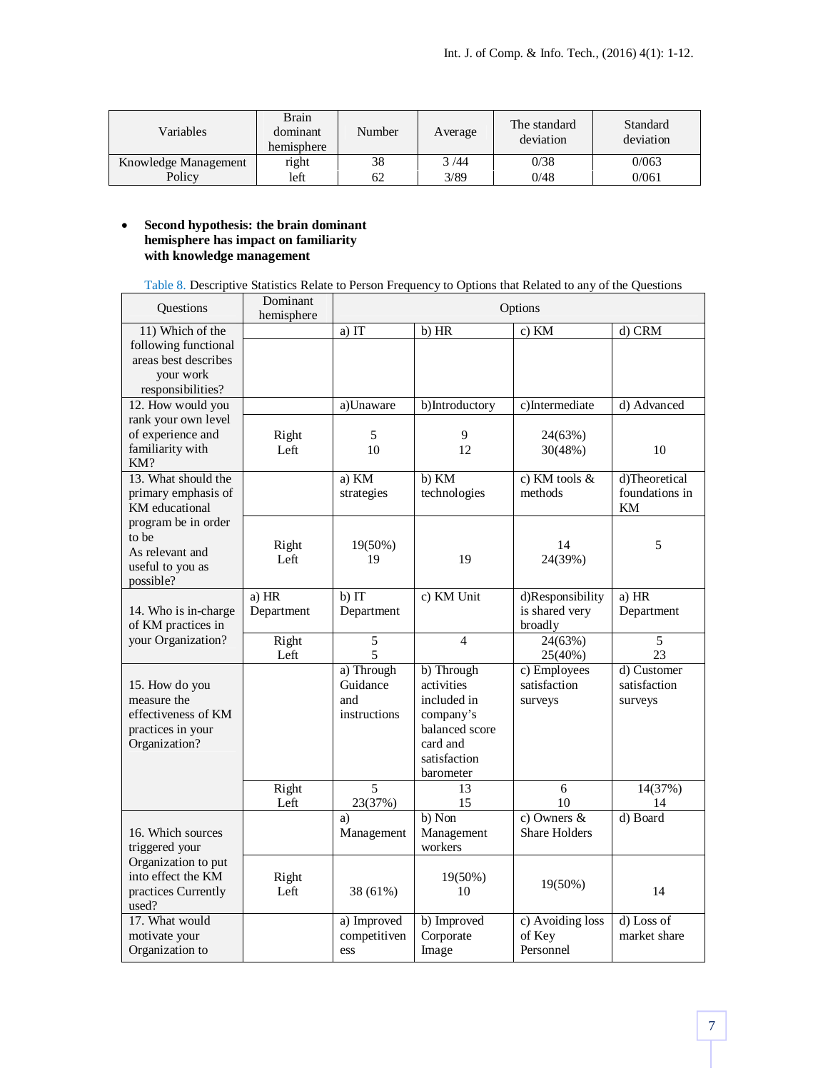| Variables | Brain dominant hemisphere | Number | Average | The standard deviation | Standard deviation |
|---|---|---|---|---|---|
| Knowledge Management Policy | right<br>left | 38<br>62 | 3 /44<br>3/89 | 0/38<br>0/48 | 0/063<br>0/061 |

- **Second hypothesis: the brain dominant hemisphere has impact on familiarity with knowledge management**

Table 8. Descriptive Statistics Relate to Person Frequency to Options that Related to any of the Questions

| Questions | Dominant hemisphere | Options | | | |
|---|---|---|---|---|---|
| 11) Which of the following functional areas best describes your work responsibilities? | | a) IT | b) HR | c) KM | d) CRM |
| 12. How would you rank your own level of experience and familiarity with KM? | | a)Unaware | b)Introductory | c)Intermediate | d) Advanced |
| | Right<br>Left | 5<br>10 | 9<br>12 | 24(63%)<br>30(48%) | 10 |
| 13. What should the primary emphasis of KM educational program be in order to be As relevant and useful to you as possible? | | a) KM strategies | b) KM technologies | c) KM tools & methods | d)Theoretical foundations in KM |
| | Right<br>Left | 19(50%)<br>19 | 19 | 14<br>24(39%) | 5 |
| 14. Who is in-charge of KM practices in your Organization? | a) HR Department | b) IT Department | c) KM Unit | d)Responsibility is shared very broadly | a) HR Department |
| | Right<br>Left | 5<br>5 | 4 | 24(63%)<br>25(40%) | 5<br>23 |
| 15. How do you measure the effectiveness of KM practices in your Organization? | | a) Through Guidance and instructions | b) Through activities included in company's balanced score card and satisfaction barometer | c) Employees satisfaction surveys | d) Customer satisfaction surveys |
| | Right<br>Left | 5<br>23(37%) | 13<br>15 | 6<br>10 | 14(37%)<br>14 |
| 16. Which sources triggered your Organization to put into effect the KM practices Currently used? | | a) Management | b) Non Management workers | c) Owners & Share Holders | d) Board |
| | Right<br>Left | 38 (61%) | 19(50%)<br>10 | 19(50%) | 14 |
| 17. What would motivate your Organization to | | a) Improved competitiveness | b) Improved Corporate Image | c) Avoiding loss of Key Personnel | d) Loss of market share |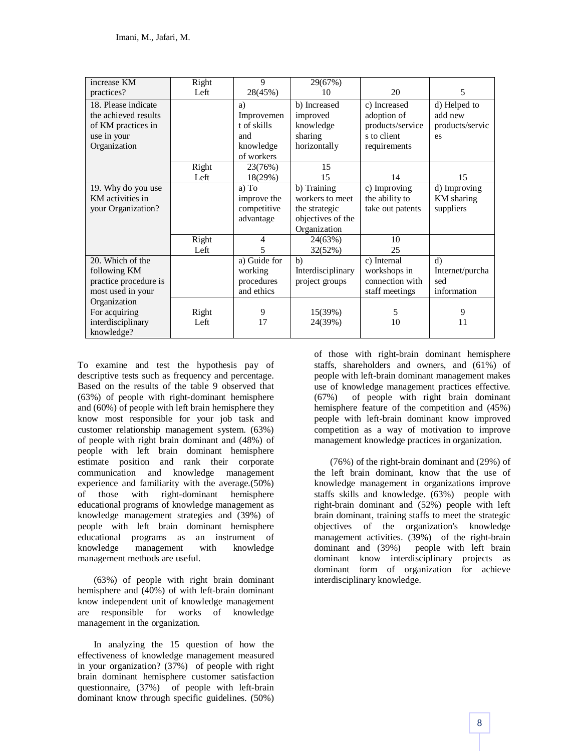| increase KM practices? | Right<br>Left | 9<br>28(45%) | 29(67%)<br>10 | <br>20 | <br>5 |
|---|---|---|---|---|---|
| 18. Please indicate the achieved results of KM practices in use in your Organization | | a) Improvement of skills and knowledge of workers | b) Increased improved knowledge sharing horizontally | c) Increased adoption of products/services to client requirements | d) Helped to add new products/services |
| | Right<br>Left | 23(76%)<br>18(29%) | 15<br>15 | <br>14 | <br>15 |
| 19. Why do you use KM activities in your Organization? | | a) To improve the competitive advantage | b) Training workers to meet the strategic objectives of the Organization | c) Improving the ability to take out patents | d) Improving KM sharing suppliers |
| | Right<br>Left | 4<br>5 | 24(63%)<br>32(52%) | 10<br>25 | |
| 20. Which of the following KM practice procedure is most used in your Organization For acquiring interdisciplinary knowledge? | | a) Guide for working procedures and ethics | b) Interdisciplinary project groups | c) Internal workshops in connection with staff meetings | d) Internet/purchased information |
| | Right<br>Left | 9<br>17 | 15(39%)<br>24(39%) | 5<br>10 | 9<br>11 |

To examine and test the hypothesis pay of descriptive tests such as frequency and percentage. Based on the results of the table 9 observed that (63%) of people with right-dominant hemisphere and (60%) of people with left brain hemisphere they know most responsible for your job task and customer relationship management system. (63%) of people with right brain dominant and (48%) of people with left brain dominant hemisphere estimate position and rank their corporate communication and knowledge management experience and familiarity with the average.(50%) of those with right-dominant hemisphere educational programs of knowledge management as knowledge management strategies and (39%) of people with left brain dominant hemisphere educational programs as an instrument of knowledge management with knowledge management methods are useful.

(63%) of people with right brain dominant hemisphere and (40%) of with left-brain dominant know independent unit of knowledge management are responsible for works of knowledge management in the organization.

In analyzing the 15 question of how the effectiveness of knowledge management measured in your organization? (37%) of people with right brain dominant hemisphere customer satisfaction questionnaire, (37%) of people with left-brain dominant know through specific guidelines. (50%) of those with right-brain dominant hemisphere staffs, shareholders and owners, and (61%) of people with left-brain dominant management makes use of knowledge management practices effective. (67%) of people with right brain dominant hemisphere feature of the competition and (45%) people with left-brain dominant know improved competition as a way of motivation to improve management knowledge practices in organization.

(76%) of the right-brain dominant and (29%) of the left brain dominant, know that the use of knowledge management in organizations improve staffs skills and knowledge. (63%) people with right-brain dominant and (52%) people with left brain dominant, training staffs to meet the strategic objectives of the organization's knowledge management activities. (39%) of the right-brain dominant and (39%) people with left brain dominant know interdisciplinary projects as dominant form of organization for achieve interdisciplinary knowledge.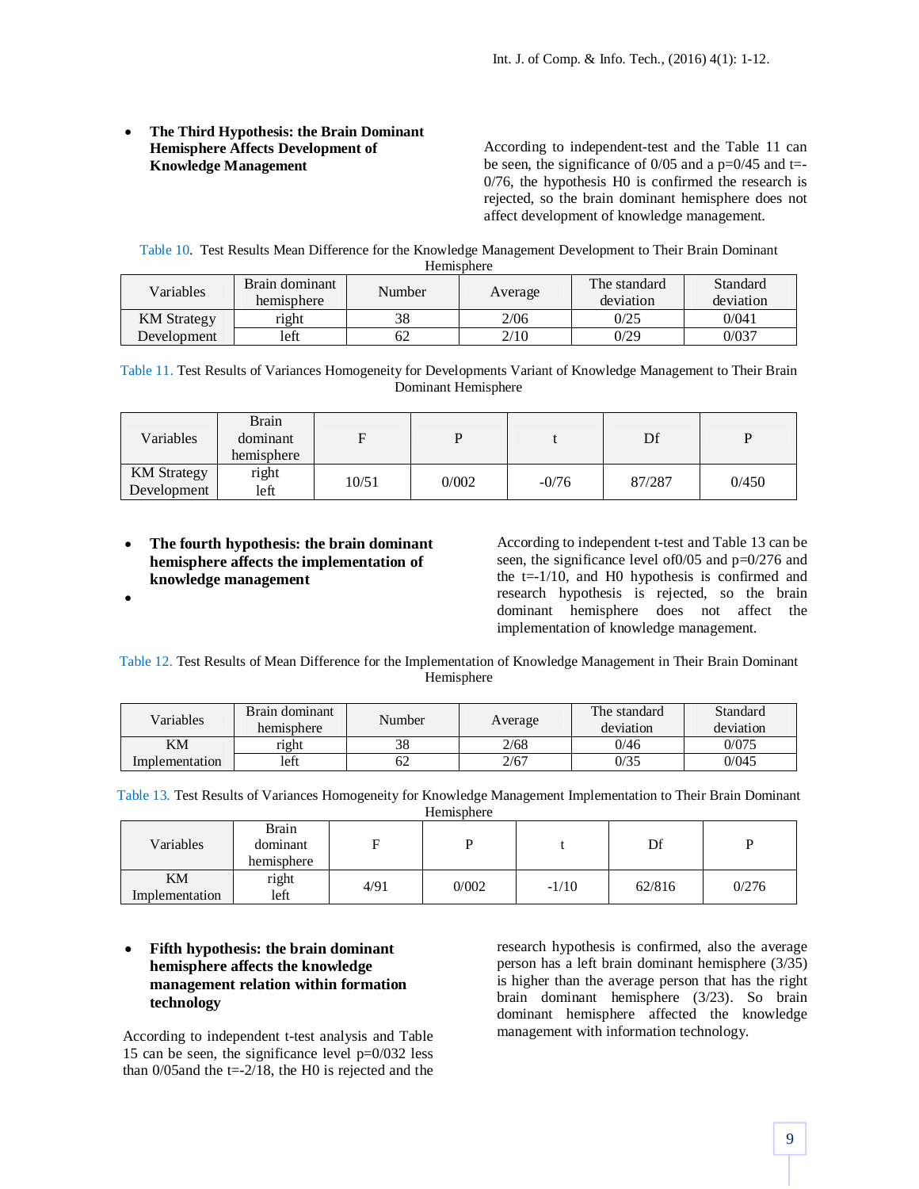- **The Third Hypothesis: the Brain Dominant Hemisphere Affects Development of Knowledge Management**

According to independent-test and the Table 11 can be seen, the significance of 0/05 and a p=0/45 and t=-0/76, the hypothesis H0 is confirmed the research is rejected, so the brain dominant hemisphere does not affect development of knowledge management.

Table 10. Test Results Mean Difference for the Knowledge Management Development to Their Brain Dominant Hemisphere

| Variables | Brain dominant hemisphere | Number | Average | The standard deviation | Standard deviation |
|---|---|---|---|---|---|
| KM Strategy Development | right | 38 | 2/06 | 0/25 | 0/041 |
| | left | 62 | 2/10 | 0/29 | 0/037 |

Table 11. Test Results of Variances Homogeneity for Developments Variant of Knowledge Management to Their Brain Dominant Hemisphere

| Variables | Brain dominant hemisphere | F | P | t | Df | P |
|---|---|---|---|---|---|---|
| KM Strategy Development | right left | 10/51 | 0/002 | -0/76 | 87/287 | 0/450 |

- **The fourth hypothesis: the brain dominant hemisphere affects the implementation of knowledge management**
- 

According to independent t-test and Table 13 can be seen, the significance level of0/05 and p=0/276 and the t=-1/10, and H0 hypothesis is confirmed and research hypothesis is rejected, so the brain dominant hemisphere does not affect the implementation of knowledge management.

Table 12. Test Results of Mean Difference for the Implementation of Knowledge Management in Their Brain Dominant Hemisphere

| Variables | Brain dominant hemisphere | Number | Average | The standard deviation | Standard deviation |
|---|---|---|---|---|---|
| KM Implementation | right | 38 | 2/68 | 0/46 | 0/075 |
| | left | 62 | 2/67 | 0/35 | 0/045 |

Table 13. Test Results of Variances Homogeneity for Knowledge Management Implementation to Their Brain Dominant Hemisphere

| Variables | Brain dominant hemisphere | F | P | t | Df | P |
|---|---|---|---|---|---|---|
| KM Implementation | right left | 4/91 | 0/002 | -1/10 | 62/816 | 0/276 |

- **Fifth hypothesis: the brain dominant hemisphere affects the knowledge management relation within formation technology**

According to independent t-test analysis and Table 15 can be seen, the significance level p=0/032 less than 0/05and the t=-2/18, the H0 is rejected and the research hypothesis is confirmed, also the average person has a left brain dominant hemisphere (3/35) is higher than the average person that has the right brain dominant hemisphere (3/23). So brain dominant hemisphere affected the knowledge management with information technology.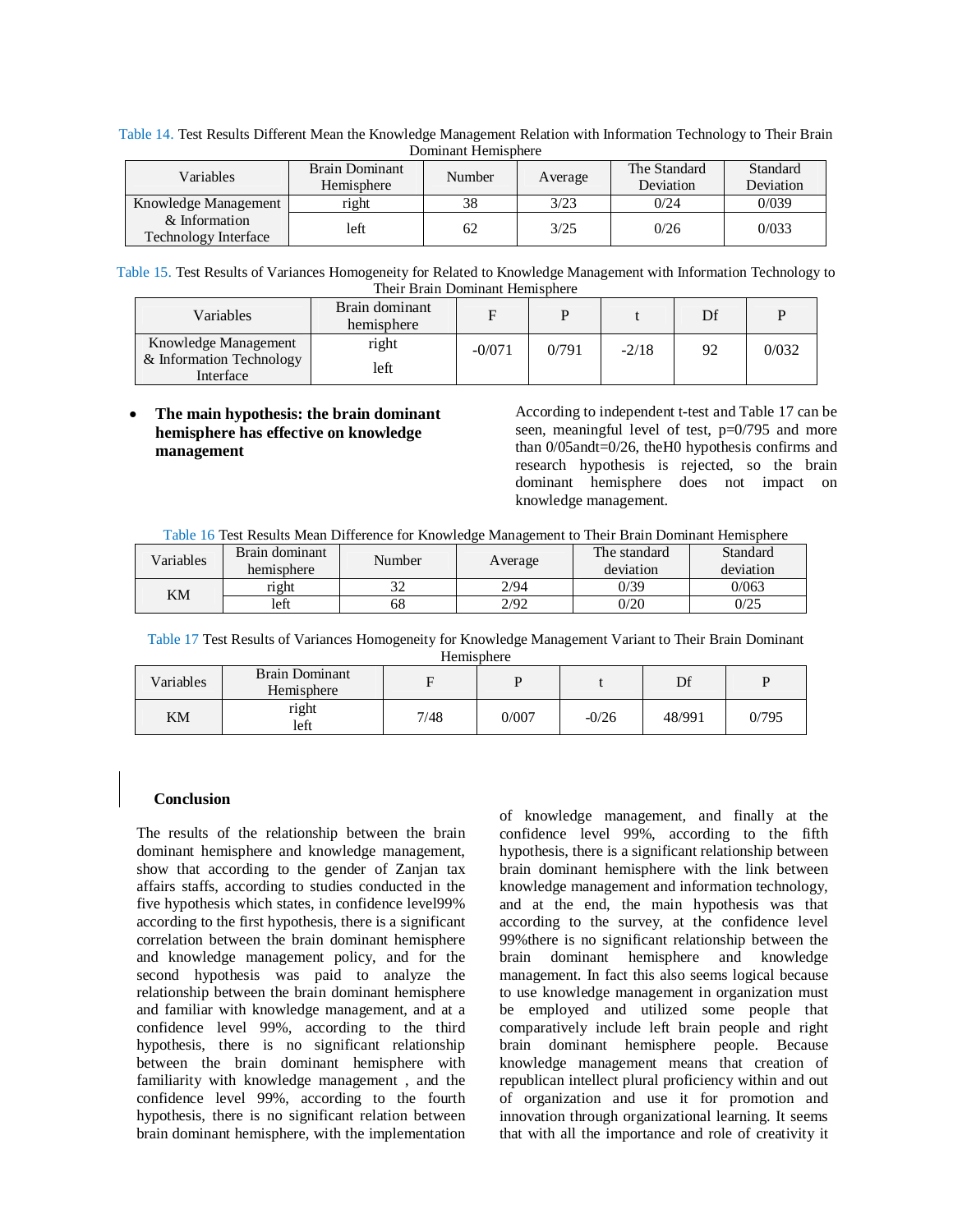Table 14. Test Results Different Mean the Knowledge Management Relation with Information Technology to Their Brain Dominant Hemisphere

| Variables | Brain Dominant Hemisphere | Number | Average | The Standard Deviation | Standard Deviation |
|---|---|---|---|---|---|
| Knowledge Management & Information Technology Interface | right | 38 | 3/23 | 0/24 | 0/039 |
| | left | 62 | 3/25 | 0/26 | 0/033 |

Table 15. Test Results of Variances Homogeneity for Related to Knowledge Management with Information Technology to Their Brain Dominant Hemisphere

| Variables | Brain dominant hemisphere | F | P | t | Df | P |
|---|---|---|---|---|---|---|
| Knowledge Management & Information Technology Interface | right<br>left | -0/071 | 0/791 | -2/18 | 92 | 0/032 |

- **The main hypothesis: the brain dominant hemisphere has effective on knowledge management**

According to independent t-test and Table 17 can be seen, meaningful level of test, p=0/795 and more than 0/05andt=0/26, theH0 hypothesis confirms and research hypothesis is rejected, so the brain dominant hemisphere does not impact on knowledge management.

Table 16 Test Results Mean Difference for Knowledge Management to Their Brain Dominant Hemisphere

| Variables | Brain dominant hemisphere | Number | Average | The standard deviation | Standard deviation |
|---|---|---|---|---|---|
| KM | right | 32 | 2/94 | 0/39 | 0/063 |
| | left | 68 | 2/92 | 0/20 | 0/25 |

Table 17 Test Results of Variances Homogeneity for Knowledge Management Variant to Their Brain Dominant Hemisphere

| Variables | Brain Dominant Hemisphere | F | P | t | Df | P |
|---|---|---|---|---|---|---|
| KM | right<br>left | 7/48 | 0/007 | -0/26 | 48/991 | 0/795 |

## Conclusion

The results of the relationship between the brain dominant hemisphere and knowledge management, show that according to the gender of Zanjan tax affairs staffs, according to studies conducted in the five hypothesis which states, in confidence level99% according to the first hypothesis, there is a significant correlation between the brain dominant hemisphere and knowledge management policy, and for the second hypothesis was paid to analyze the relationship between the brain dominant hemisphere and familiar with knowledge management, and at a confidence level 99%, according to the third hypothesis, there is no significant relationship between the brain dominant hemisphere with familiarity with knowledge management , and the confidence level 99%, according to the fourth hypothesis, there is no significant relation between brain dominant hemisphere, with the implementation of knowledge management, and finally at the confidence level 99%, according to the fifth hypothesis, there is a significant relationship between brain dominant hemisphere with the link between knowledge management and information technology, and at the end, the main hypothesis was according to the survey, at the confidence level 99%there is no significant relationship between the brain dominant hemisphere and knowledge management. In fact this also seems logical because to use knowledge management in organization must be employed and utilized some people that comparatively include left brain people and right brain dominant hemisphere people. Because knowledge management means that creation of republican intellect plural proficiency within and out of organization and use it for promotion and innovation through organizational learning. It seems that with all the importance and role of creativity it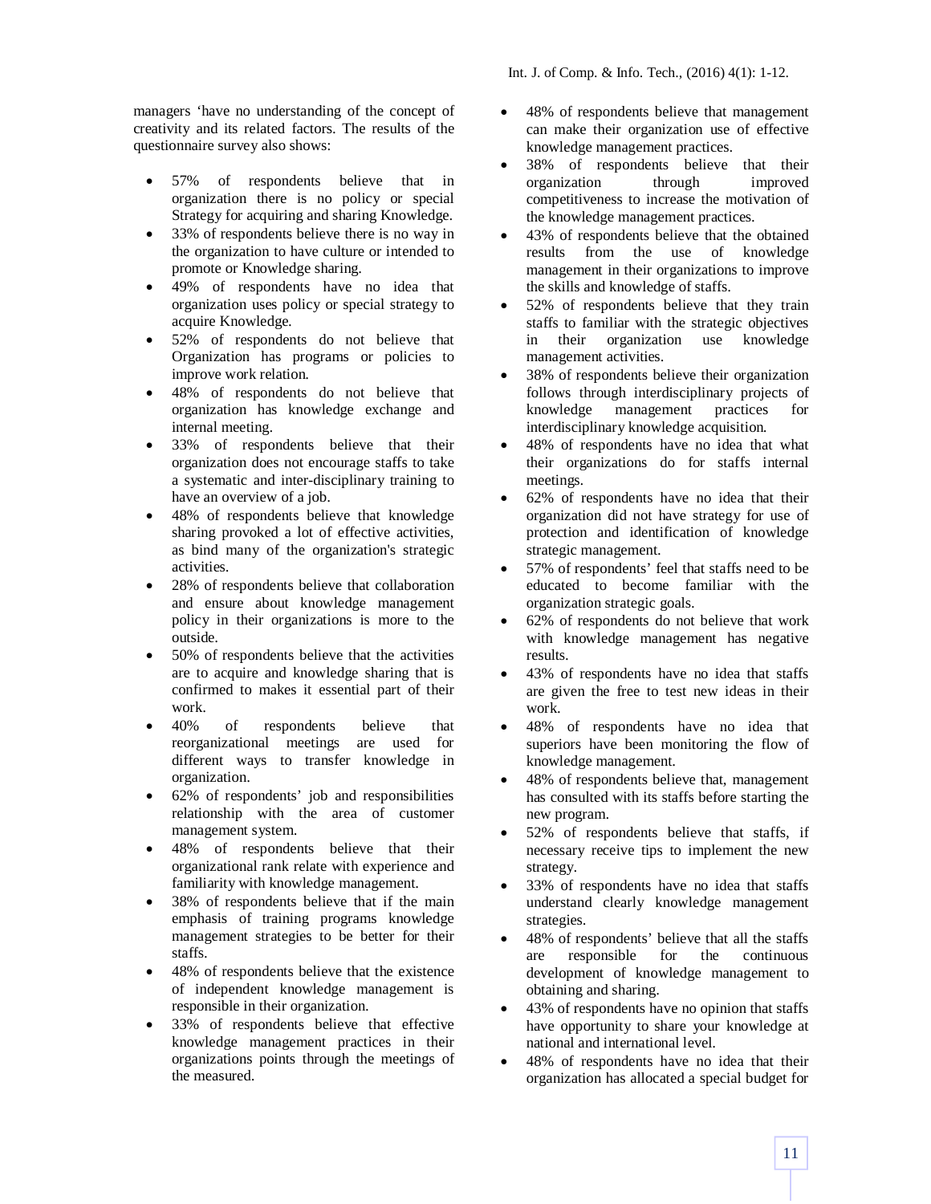managers 'have no understanding of the concept of creativity and its related factors. The results of the questionnaire survey also shows:

- 57% of respondents believe that in organization there is no policy or special Strategy for acquiring and sharing Knowledge.
- 33% of respondents believe there is no way in the organization to have culture or intended to promote or Knowledge sharing.
- 49% of respondents have no idea that organization uses policy or special strategy to acquire Knowledge.
- 52% of respondents do not believe that Organization has programs or policies to improve work relation.
- 48% of respondents do not believe that organization has knowledge exchange and internal meeting.
- 33% of respondents believe that their organization does not encourage staffs to take a systematic and inter-disciplinary training to have an overview of a job.
- 48% of respondents believe that knowledge sharing provoked a lot of effective activities, as bind many of the organization's strategic activities.
- 28% of respondents believe that collaboration and ensure about knowledge management policy in their organizations is more to the outside.
- 50% of respondents believe that the activities are to acquire and knowledge sharing that is confirmed to makes it essential part of their work.
- 40% of respondents believe that reorganizational meetings are used for different ways to transfer knowledge in organization.
- 62% of respondents' job and responsibilities relationship with the area of customer management system.
- 48% of respondents believe that their organizational rank relate with experience and familiarity with knowledge management.
- 38% of respondents believe that if the main emphasis of training programs knowledge management strategies to be better for their staffs.
- 48% of respondents believe that the existence of independent knowledge management is responsible in their organization.
- 33% of respondents believe that effective knowledge management practices in their organizations points through the meetings of the measured.
- 48% of respondents believe that management can make their organization use of effective knowledge management practices.
- 38% of respondents believe that their organization through improved competitiveness to increase the motivation of the knowledge management practices.
- 43% of respondents believe that the obtained results from the use of knowledge management in their organizations to improve the skills and knowledge of staffs.
- 52% of respondents believe that they train staffs to familiar with the strategic objectives in their organization use knowledge management activities.
- 38% of respondents believe their organization follows through interdisciplinary projects of knowledge management practices for interdisciplinary knowledge acquisition.
- 48% of respondents have no idea that what their organizations do for staffs internal meetings.
- 62% of respondents have no idea that their organization did not have strategy for use of protection and identification of knowledge strategic management.
- 57% of respondents' feel that staffs need to be educated to become familiar with the organization strategic goals.
- 62% of respondents do not believe that work with knowledge management has negative results.
- 43% of respondents have no idea that staffs are given the free to test new ideas in their work.
- 48% of respondents have no idea that superiors have been monitoring the flow of knowledge management.
- 48% of respondents believe that, management has consulted with its staffs before starting the new program.
- 52% of respondents believe that staffs, if necessary receive tips to implement the new strategy.
- 33% of respondents have no idea that staffs understand clearly knowledge management strategies.
- 48% of respondents' believe that all the staffs are responsible for the continuous development of knowledge management to obtaining and sharing.
- 43% of respondents have no opinion that staffs have opportunity to share your knowledge at national and international level.
- 48% of respondents have no idea that their organization has allocated a special budget for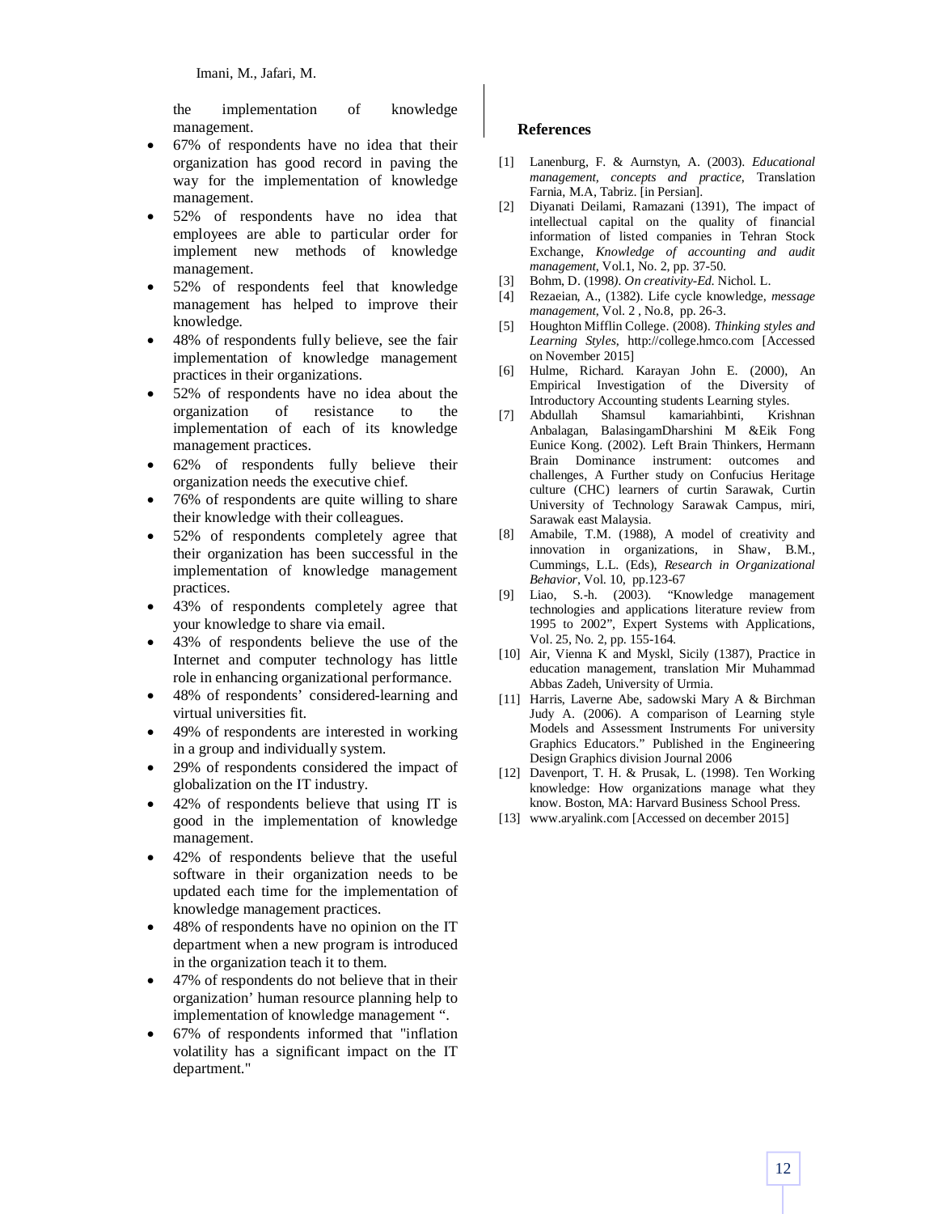the implementation of knowledge management.

- 67% of respondents have no idea that their organization has good record in paving the way for the implementation of knowledge management.
- 52% of respondents have no idea that employees are able to particular order for implement new methods of knowledge management.
- 52% of respondents feel that knowledge management has helped to improve their knowledge.
- 48% of respondents fully believe, see the fair implementation of knowledge management practices in their organizations.
- 52% of respondents have no idea about the organization of resistance to the implementation of each of its knowledge management practices.
- 62% of respondents fully believe their organization needs the executive chief.
- 76% of respondents are quite willing to share their knowledge with their colleagues.
- 52% of respondents completely agree that their organization has been successful in the implementation of knowledge management practices.
- 43% of respondents completely agree that your knowledge to share via email.
- 43% of respondents believe the use of the Internet and computer technology has little role in enhancing organizational performance.
- 48% of respondents' considered-learning and virtual universities fit.
- 49% of respondents are interested in working in a group and individually system.
- 29% of respondents considered the impact of globalization on the IT industry.
- 42% of respondents believe that using IT is good in the implementation of knowledge management.
- 42% of respondents believe that the useful software in their organization needs to be updated each time for the implementation of knowledge management practices.
- 48% of respondents have no opinion on the IT department when a new program is introduced in the organization teach it to them.
- 47% of respondents do not believe that in their organization' human resource planning help to implementation of knowledge management ".
- 67% of respondents informed that "inflation volatility has a significant impact on the IT department."

## References

[1] Lanenburg, F. & Aurnstyn, A. (2003). *Educational management, concepts and practice*, Translation Farnia, M.A, Tabriz. [in Persian].

[2] Diyanati Deilami, Ramazani (1391), The impact of intellectual capital on the quality of financial information of listed companies in Tehran Stock Exchange, *Knowledge of accounting and audit management*, Vol.1, No. 2, pp. 37-50.

[3] Bohm, D. (1998). *On creativity-Ed.* Nichol. L.

[4] Rezaeian, A., (1382). Life cycle knowledge, *message management*, Vol. 2 , No.8, pp. 26-3.

[5] Houghton Mifflin College. (2008). *Thinking styles and Learning Styles,* http://college.hmco.com [Accessed on November 2015]

[6] Hulme, Richard. Karayan John E. (2000), An Empirical Investigation of the Diversity of Introductory Accounting students Learning styles.

[7] Abdullah Shamsul kamariahbinti, Krishnan Anbalagan, BalasingamDharshini M &Eik Fong Eunice Kong. (2002). Left Brain Thinkers, Hermann Brain Dominance instrument: outcomes and challenges, A Further study on Confucius Heritage culture (CHC) learners of curtin Sarawak, Curtin University of Technology Sarawak Campus, miri, Sarawak east Malaysia.

[8] Amabile, T.M. (1988), A model of creativity and innovation in organizations, in Shaw, B.M., Cummings, L.L. (Eds), *Research in Organizational Behavior*, Vol. 10, pp.123-67

[9] Liao, S.-h. (2003). "Knowledge management technologies and applications literature review from 1995 to 2002", Expert Systems with Applications, Vol. 25, No. 2, pp. 155-164.

[10] Air, Vienna K and Myskl, Sicily (1387), Practice in education management, translation Mir Muhammad Abbas Zadeh, University of Urmia.

[11] Harris, Laverne Abe, sadowski Mary A & Birchman Judy A. (2006). A comparison of Learning style Models and Assessment Instruments For university Graphics Educators." Published in the Engineering Design Graphics division Journal 2006

[12] Davenport, T. H. & Prusak, L. (1998). Ten Working knowledge: How organizations manage what they know. Boston, MA: Harvard Business School Press.

[13] www.aryalink.com [Accessed on december 2015]